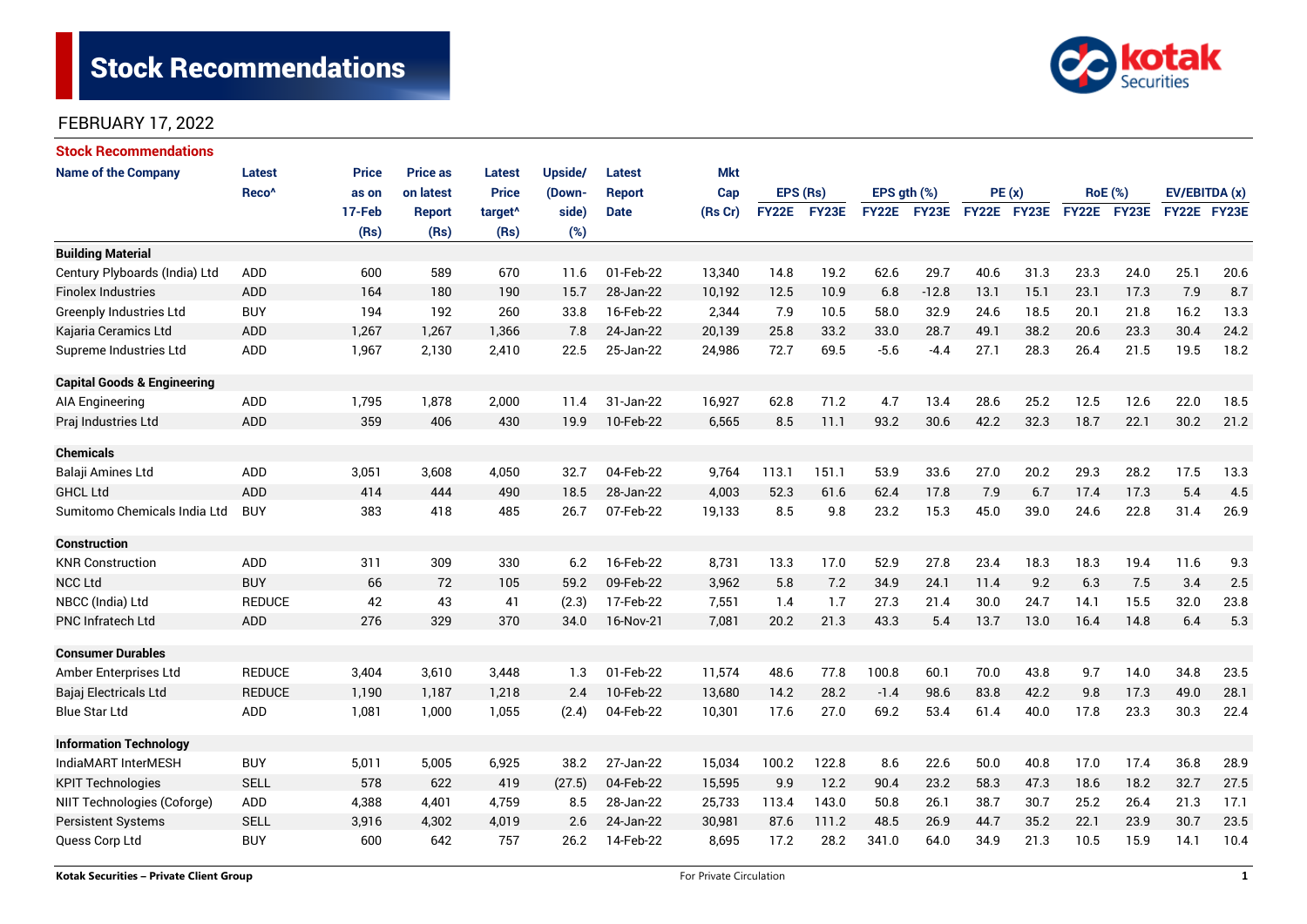# Stock Recommendations

FEBRUARY 17, 2022

## Stock Recommendations

| Name of the Company | Latest Reco^ | Price as on 17-Feb (Rs) | Price as on latest Report (Rs) | Latest Price target^ (Rs) | Upside/ (Down-side) (%) | Latest Report Date | Mkt Cap (Rs Cr) | EPS (Rs) | | EPS gth (%) | | PE (x) | | RoE (%) | | EV/EBITDA (x) | |
|---|---|---|---|---|---|---|---|---|---|---|---|---|---|---|---|---|---|
| | | | | | | | | FY22E | FY23E | FY22E | FY23E | FY22E | FY23E | FY22E | FY23E | FY22E | FY23E |
| **Building Material** | | | | | | | | | | | | | | | | | |
| Century Plyboards (India) Ltd | ADD | 600 | 589 | 670 | 11.6 | 01-Feb-22 | 13,340 | 14.8 | 19.2 | 62.6 | 29.7 | 40.6 | 31.3 | 23.3 | 24.0 | 25.1 | 20.6 |
| Finolex Industries | ADD | 164 | 180 | 190 | 15.7 | 28-Jan-22 | 10,192 | 12.5 | 10.9 | 6.8 | -12.8 | 13.1 | 15.1 | 23.1 | 17.3 | 7.9 | 8.7 |
| Greenply Industries Ltd | BUY | 194 | 192 | 260 | 33.8 | 16-Feb-22 | 2,344 | 7.9 | 10.5 | 58.0 | 32.9 | 24.6 | 18.5 | 20.1 | 21.8 | 16.2 | 13.3 |
| Kajaria Ceramics Ltd | ADD | 1,267 | 1,267 | 1,366 | 7.8 | 24-Jan-22 | 20,139 | 25.8 | 33.2 | 33.0 | 28.7 | 49.1 | 38.2 | 20.6 | 23.3 | 30.4 | 24.2 |
| Supreme Industries Ltd | ADD | 1,967 | 2,130 | 2,410 | 22.5 | 25-Jan-22 | 24,986 | 72.7 | 69.5 | -5.6 | -4.4 | 27.1 | 28.3 | 26.4 | 21.5 | 19.5 | 18.2 |
| **Capital Goods & Engineering** | | | | | | | | | | | | | | | | | |
| AIA Engineering | ADD | 1,795 | 1,878 | 2,000 | 11.4 | 31-Jan-22 | 16,927 | 62.8 | 71.2 | 4.7 | 13.4 | 28.6 | 25.2 | 12.5 | 12.6 | 22.0 | 18.5 |
| Praj Industries Ltd | ADD | 359 | 406 | 430 | 19.9 | 10-Feb-22 | 6,565 | 8.5 | 11.1 | 93.2 | 30.6 | 42.2 | 32.3 | 18.7 | 22.1 | 30.2 | 21.2 |
| **Chemicals** | | | | | | | | | | | | | | | | | |
| Balaji Amines Ltd | ADD | 3,051 | 3,608 | 4,050 | 32.7 | 04-Feb-22 | 9,764 | 113.1 | 151.1 | 53.9 | 33.6 | 27.0 | 20.2 | 29.3 | 28.2 | 17.5 | 13.3 |
| GHCL Ltd | ADD | 414 | 444 | 490 | 18.5 | 28-Jan-22 | 4,003 | 52.3 | 61.6 | 62.4 | 17.8 | 7.9 | 6.7 | 17.4 | 17.3 | 5.4 | 4.5 |
| Sumitomo Chemicals India Ltd | BUY | 383 | 418 | 485 | 26.7 | 07-Feb-22 | 19,133 | 8.5 | 9.8 | 23.2 | 15.3 | 45.0 | 39.0 | 24.6 | 22.8 | 31.4 | 26.9 |
| **Construction** | | | | | | | | | | | | | | | | | |
| KNR Construction | ADD | 311 | 309 | 330 | 6.2 | 16-Feb-22 | 8,731 | 13.3 | 17.0 | 52.9 | 27.8 | 23.4 | 18.3 | 18.3 | 19.4 | 11.6 | 9.3 |
| NCC Ltd | BUY | 66 | 72 | 105 | 59.2 | 09-Feb-22 | 3,962 | 5.8 | 7.2 | 34.9 | 24.1 | 11.4 | 9.2 | 6.3 | 7.5 | 3.4 | 2.5 |
| NBCC (India) Ltd | REDUCE | 42 | 43 | 41 | (2.3) | 17-Feb-22 | 7,551 | 1.4 | 1.7 | 27.3 | 21.4 | 30.0 | 24.7 | 14.1 | 15.5 | 32.0 | 23.8 |
| PNC Infratech Ltd | ADD | 276 | 329 | 370 | 34.0 | 16-Nov-21 | 7,081 | 20.2 | 21.3 | 43.3 | 5.4 | 13.7 | 13.0 | 16.4 | 14.8 | 6.4 | 5.3 |
| **Consumer Durables** | | | | | | | | | | | | | | | | | |
| Amber Enterprises Ltd | REDUCE | 3,404 | 3,610 | 3,448 | 1.3 | 01-Feb-22 | 11,574 | 48.6 | 77.8 | 100.8 | 60.1 | 70.0 | 43.8 | 9.7 | 14.0 | 34.8 | 23.5 |
| Bajaj Electricals Ltd | REDUCE | 1,190 | 1,187 | 1,218 | 2.4 | 10-Feb-22 | 13,680 | 14.2 | 28.2 | -1.4 | 98.6 | 83.8 | 42.2 | 9.8 | 17.3 | 49.0 | 28.1 |
| Blue Star Ltd | ADD | 1,081 | 1,000 | 1,055 | (2.4) | 04-Feb-22 | 10,301 | 17.6 | 27.0 | 69.2 | 53.4 | 61.4 | 40.0 | 17.8 | 23.3 | 30.3 | 22.4 |
| **Information Technology** | | | | | | | | | | | | | | | | | |
| IndiaMART InterMESH | BUY | 5,011 | 5,005 | 6,925 | 38.2 | 27-Jan-22 | 15,034 | 100.2 | 122.8 | 8.6 | 22.6 | 50.0 | 40.8 | 17.0 | 17.4 | 36.8 | 28.9 |
| KPIT Technologies | SELL | 578 | 622 | 419 | (27.5) | 04-Feb-22 | 15,595 | 9.9 | 12.2 | 90.4 | 23.2 | 58.3 | 47.3 | 18.6 | 18.2 | 32.7 | 27.5 |
| NIIT Technologies (Coforge) | ADD | 4,388 | 4,401 | 4,759 | 8.5 | 28-Jan-22 | 25,733 | 113.4 | 143.0 | 50.8 | 26.1 | 38.7 | 30.7 | 25.2 | 26.4 | 21.3 | 17.1 |
| Persistent Systems | SELL | 3,916 | 4,302 | 4,019 | 2.6 | 24-Jan-22 | 30,981 | 87.6 | 111.2 | 48.5 | 26.9 | 44.7 | 35.2 | 22.1 | 23.9 | 30.7 | 23.5 |
| Quess Corp Ltd | BUY | 600 | 642 | 757 | 26.2 | 14-Feb-22 | 8,695 | 17.2 | 28.2 | 341.0 | 64.0 | 34.9 | 21.3 | 10.5 | 15.9 | 14.1 | 10.4 |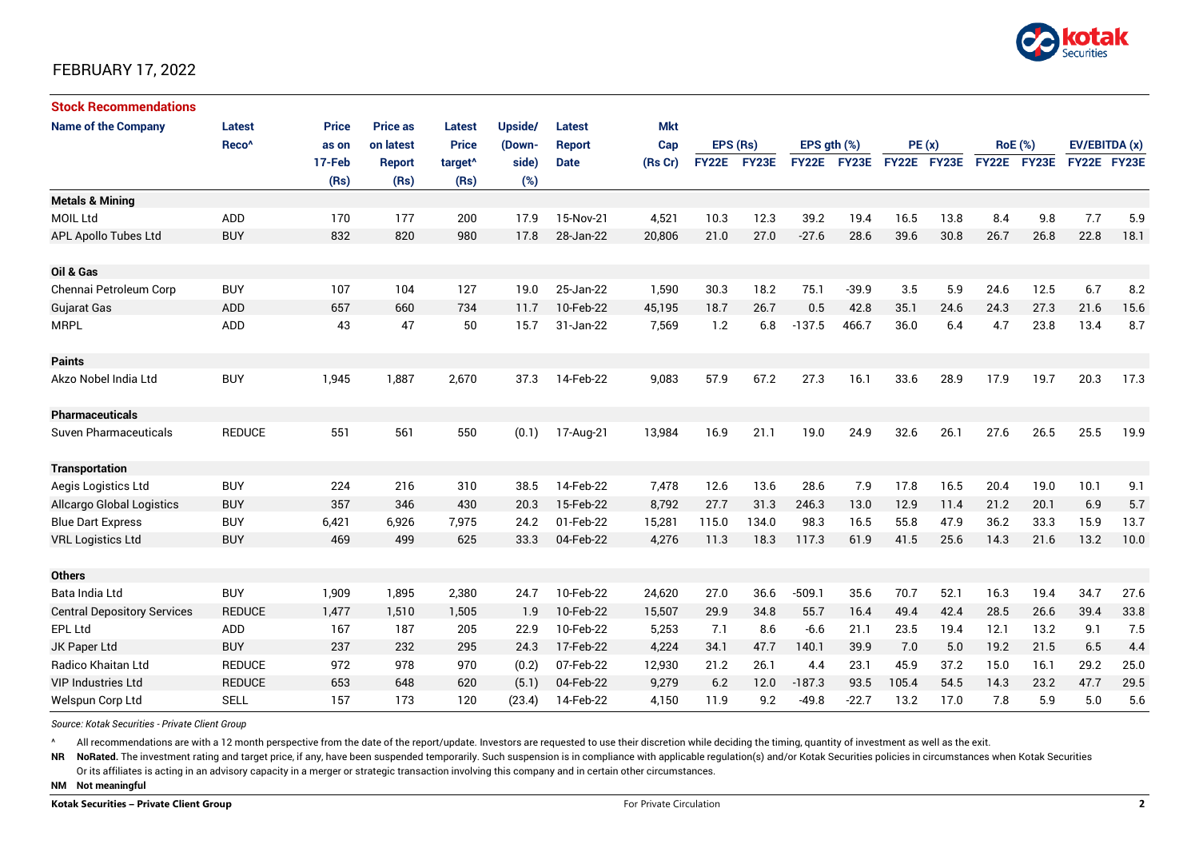FEBRUARY 17, 2022

**Stock Recommendations**

| Name of the Company | Latest Reco^ | Price as on 17-Feb (Rs) | Price as on latest Report (Rs) | Latest Price target^ (Rs) | Upside/ (Down-side) (%) | Latest Report Date | Mkt Cap (Rs Cr) | EPS (Rs) | | EPS gth (%) | | PE (x) | | RoE (%) | | EV/EBITDA (x) | |
|---|---|---|---|---|---|---|---|---|---|---|---|---|---|---|---|---|---|
| | | | | | | | | FY22E | FY23E | FY22E | FY23E | FY22E | FY23E | FY22E | FY23E | FY22E | FY23E |
| **Metals & Mining** | | | | | | | | | | | | | | | | | |
| MOIL Ltd | ADD | 170 | 177 | 200 | 17.9 | 15-Nov-21 | 4,521 | 10.3 | 12.3 | 39.2 | 19.4 | 16.5 | 13.8 | 8.4 | 9.8 | 7.7 | 5.9 |
| APL Apollo Tubes Ltd | BUY | 832 | 820 | 980 | 17.8 | 28-Jan-22 | 20,806 | 21.0 | 27.0 | -27.6 | 28.6 | 39.6 | 30.8 | 26.7 | 26.8 | 22.8 | 18.1 |
| **Oil & Gas** | | | | | | | | | | | | | | | | | |
| Chennai Petroleum Corp | BUY | 107 | 104 | 127 | 19.0 | 25-Jan-22 | 1,590 | 30.3 | 18.2 | 75.1 | -39.9 | 3.5 | 5.9 | 24.6 | 12.5 | 6.7 | 8.2 |
| Gujarat Gas | ADD | 657 | 660 | 734 | 11.7 | 10-Feb-22 | 45,195 | 18.7 | 26.7 | 0.5 | 42.8 | 35.1 | 24.6 | 24.3 | 27.3 | 21.6 | 15.6 |
| MRPL | ADD | 43 | 47 | 50 | 15.7 | 31-Jan-22 | 7,569 | 1.2 | 6.8 | -137.5 | 466.7 | 36.0 | 6.4 | 4.7 | 23.8 | 13.4 | 8.7 |
| **Paints** | | | | | | | | | | | | | | | | | |
| Akzo Nobel India Ltd | BUY | 1,945 | 1,887 | 2,670 | 37.3 | 14-Feb-22 | 9,083 | 57.9 | 67.2 | 27.3 | 16.1 | 33.6 | 28.9 | 17.9 | 19.7 | 20.3 | 17.3 |
| **Pharmaceuticals** | | | | | | | | | | | | | | | | | |
| Suven Pharmaceuticals | REDUCE | 551 | 561 | 550 | (0.1) | 17-Aug-21 | 13,984 | 16.9 | 21.1 | 19.0 | 24.9 | 32.6 | 26.1 | 27.6 | 26.5 | 25.5 | 19.9 |
| **Transportation** | | | | | | | | | | | | | | | | | |
| Aegis Logistics Ltd | BUY | 224 | 216 | 310 | 38.5 | 14-Feb-22 | 7,478 | 12.6 | 13.6 | 28.6 | 7.9 | 17.8 | 16.5 | 20.4 | 19.0 | 10.1 | 9.1 |
| Allcargo Global Logistics | BUY | 357 | 346 | 430 | 20.3 | 15-Feb-22 | 8,792 | 27.7 | 31.3 | 246.3 | 13.0 | 12.9 | 11.4 | 21.2 | 20.1 | 6.9 | 5.7 |
| Blue Dart Express | BUY | 6,421 | 6,926 | 7,975 | 24.2 | 01-Feb-22 | 15,281 | 115.0 | 134.0 | 98.3 | 16.5 | 55.8 | 47.9 | 36.2 | 33.3 | 15.9 | 13.7 |
| VRL Logistics Ltd | BUY | 469 | 499 | 625 | 33.3 | 04-Feb-22 | 4,276 | 11.3 | 18.3 | 117.3 | 61.9 | 41.5 | 25.6 | 14.3 | 21.6 | 13.2 | 10.0 |
| **Others** | | | | | | | | | | | | | | | | | |
| Bata India Ltd | BUY | 1,909 | 1,895 | 2,380 | 24.7 | 10-Feb-22 | 24,620 | 27.0 | 36.6 | -509.1 | 35.6 | 70.7 | 52.1 | 16.3 | 19.4 | 34.7 | 27.6 |
| Central Depository Services | REDUCE | 1,477 | 1,510 | 1,505 | 1.9 | 10-Feb-22 | 15,507 | 29.9 | 34.8 | 55.7 | 16.4 | 49.4 | 42.4 | 28.5 | 26.6 | 39.4 | 33.8 |
| EPL Ltd | ADD | 167 | 187 | 205 | 22.9 | 10-Feb-22 | 5,253 | 7.1 | 8.6 | -6.6 | 21.1 | 23.5 | 19.4 | 12.1 | 13.2 | 9.1 | 7.5 |
| JK Paper Ltd | BUY | 237 | 232 | 295 | 24.3 | 17-Feb-22 | 4,224 | 34.1 | 47.7 | 140.1 | 39.9 | 7.0 | 5.0 | 19.2 | 21.5 | 6.5 | 4.4 |
| Radico Khaitan Ltd | REDUCE | 972 | 978 | 970 | (0.2) | 07-Feb-22 | 12,930 | 21.2 | 26.1 | 4.4 | 23.1 | 45.9 | 37.2 | 15.0 | 16.1 | 29.2 | 25.0 |
| VIP Industries Ltd | REDUCE | 653 | 648 | 620 | (5.1) | 04-Feb-22 | 9,279 | 6.2 | 12.0 | -187.3 | 93.5 | 105.4 | 54.5 | 14.3 | 23.2 | 47.7 | 29.5 |
| Welspun Corp Ltd | SELL | 157 | 173 | 120 | (23.4) | 14-Feb-22 | 4,150 | 11.9 | 9.2 | -49.8 | -22.7 | 13.2 | 17.0 | 7.8 | 5.9 | 5.0 | 5.6 |

*Source: Kotak Securities - Private Client Group*

^ All recommendations are with a 12 month perspective from the date of the report/update. Investors are requested to use their discretion while deciding the timing, quantity of investment as well as the exit.

**NR** **NoRated.** The investment rating and target price, if any, have been suspended temporarily. Such suspension is in compliance with applicable regulation(s) and/or Kotak Securities policies in circumstances when Kotak Securities Or its affiliates is acting in an advisory capacity in a merger or strategic transaction involving this company and in certain other circumstances.

**NM** **Not meaningful**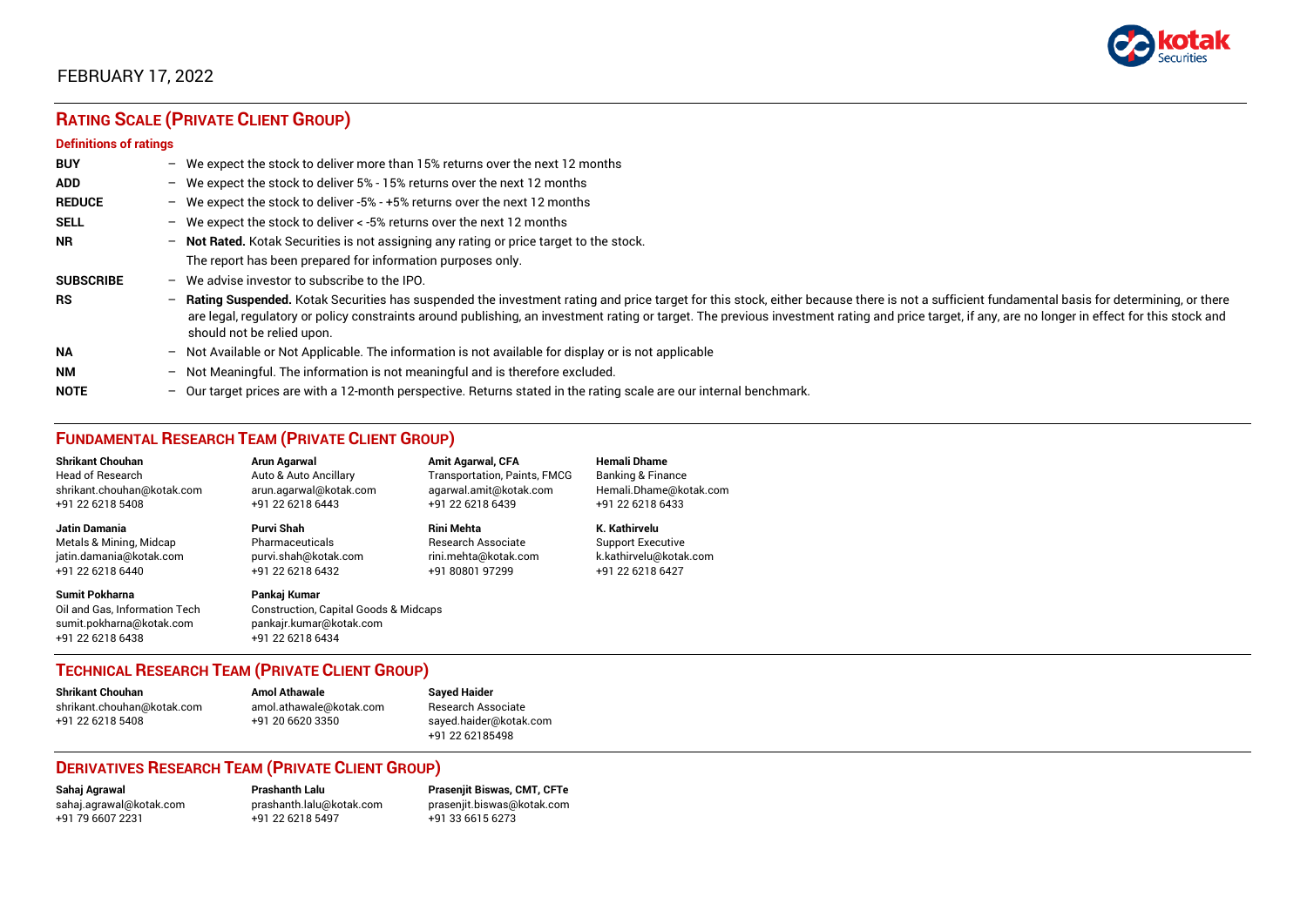FEBRUARY 17, 2022

## RATING SCALE (PRIVATE CLIENT GROUP)

### Definitions of ratings

| | |
|---|---|
| **BUY** | – We expect the stock to deliver more than 15% returns over the next 12 months |
| **ADD** | – We expect the stock to deliver 5% - 15% returns over the next 12 months |
| **REDUCE** | – We expect the stock to deliver -5% - +5% returns over the next 12 months |
| **SELL** | – We expect the stock to deliver < -5% returns over the next 12 months |
| **NR** | – **Not Rated.** Kotak Securities is not assigning any rating or price target to the stock. The report has been prepared for information purposes only. |
| **SUBSCRIBE** | – We advise investor to subscribe to the IPO. |
| **RS** | – **Rating Suspended.** Kotak Securities has suspended the investment rating and price target for this stock, either because there is not a sufficient fundamental basis for determining, or there are legal, regulatory or policy constraints around publishing, an investment rating or target. The previous investment rating and price target, if any, are no longer in effect for this stock and should not be relied upon. |
| **NA** | – Not Available or Not Applicable. The information is not available for display or is not applicable |
| **NM** | – Not Meaningful. The information is not meaningful and is therefore excluded. |
| **NOTE** | – Our target prices are with a 12-month perspective. Returns stated in the rating scale are our internal benchmark. |

## FUNDAMENTAL RESEARCH TEAM (PRIVATE CLIENT GROUP)

**Shrikant Chouhan**
Head of Research
shrikant.chouhan@kotak.com
+91 22 6218 5408

**Arun Agarwal**
Auto & Auto Ancillary
arun.agarwal@kotak.com
+91 22 6218 6443

**Amit Agarwal, CFA**
Transportation, Paints, FMCG
agarwal.amit@kotak.com
+91 22 6218 6439

**Hemali Dhame**
Banking & Finance
Hemali.Dhame@kotak.com
+91 22 6218 6433

**Jatin Damania**
Metals & Mining, Midcap
jatin.damania@kotak.com
+91 22 6218 6440

**Purvi Shah**
Pharmaceuticals
purvi.shah@kotak.com
+91 22 6218 6432

**Rini Mehta**
Research Associate
rini.mehta@kotak.com
+91 80801 97299

**K. Kathirvelu**
Support Executive
k.kathirvelu@kotak.com
+91 22 6218 6427

**Sumit Pokharna**
Oil and Gas, Information Tech
sumit.pokharna@kotak.com
+91 22 6218 6438

**Pankaj Kumar**
Construction, Capital Goods & Midcaps
pankajr.kumar@kotak.com
+91 22 6218 6434

## TECHNICAL RESEARCH TEAM (PRIVATE CLIENT GROUP)

**Shrikant Chouhan**
shrikant.chouhan@kotak.com
+91 22 6218 5408

**Amol Athawale**
amol.athawale@kotak.com
+91 20 6620 3350

**Sayed Haider**
Research Associate
sayed.haider@kotak.com
+91 22 62185498

## DERIVATIVES RESEARCH TEAM (PRIVATE CLIENT GROUP)

**Sahaj Agrawal**
sahaj.agrawal@kotak.com
+91 79 6607 2231

**Prashanth Lalu**
prashanth.lalu@kotak.com
+91 22 6218 5497

**Prasenjit Biswas, CMT, CFTe**
prasenjit.biswas@kotak.com
+91 33 6615 6273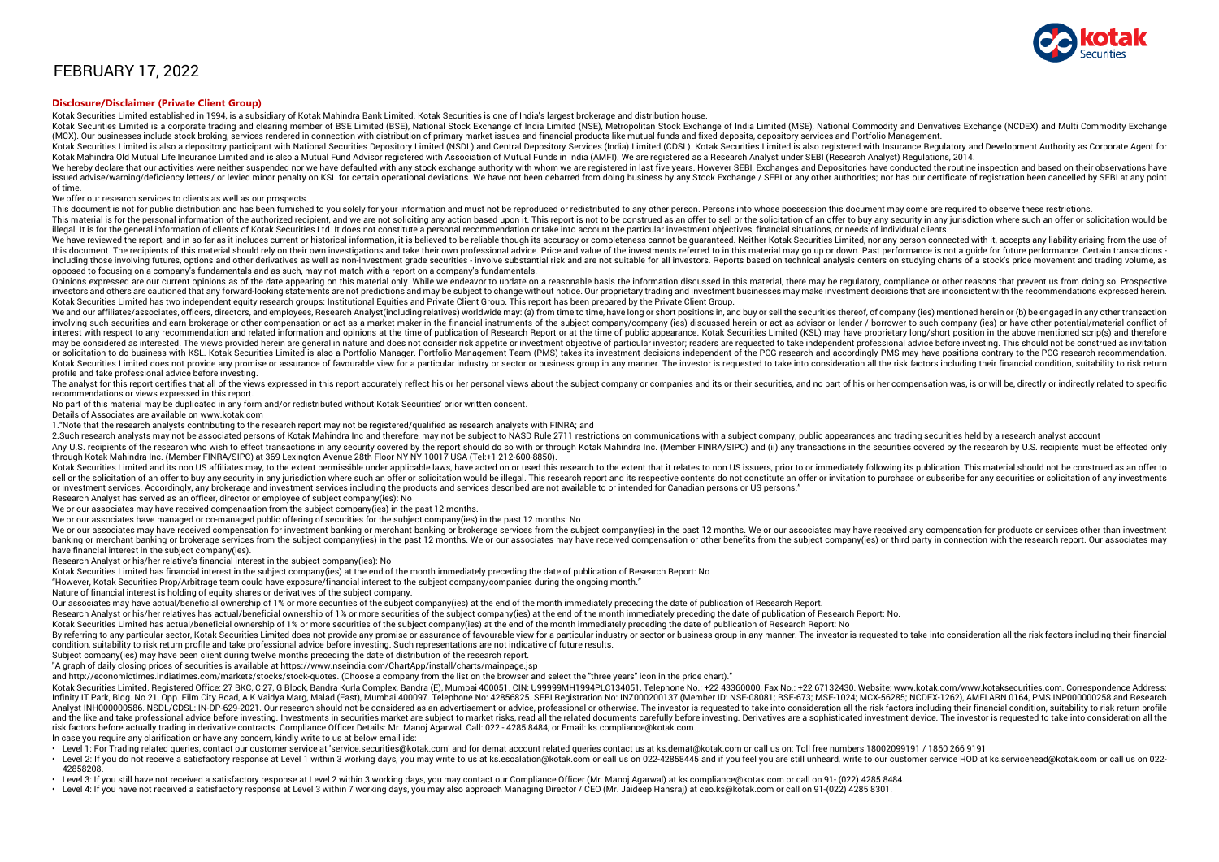# FEBRUARY 17, 2022

### Disclosure/Disclaimer (Private Client Group)

Kotak Securities Limited established in 1994, is a subsidiary of Kotak Mahindra Bank Limited. Kotak Securities is one of India's largest brokerage and distribution house.

Kotak Securities Limited is a corporate trading and clearing member of BSE Limited (BSE), National Stock Exchange of India Limited (NSE), Metropolitan Stock Exchange of India Limited (MSE), National Commodity and Derivatives Exchange (NCDEX) and Multi Commodity Exchange (MCX). Our businesses include stock broking, services rendered in connection with distribution of primary market issues and financial products like mutual funds and fixed deposits, depository services and Portfolio Management.

Kotak Securities Limited is also a depository participant with National Securities Depository Limited (NSDL) and Central Depository Services (India) Limited (CDSL). Kotak Securities Limited is also registered with Insurance Regulatory and Development Authority as Corporate Agent for Kotak Mahindra Old Mutual Life Insurance Limited and is also a Mutual Fund Advisor registered with Association of Mutual Funds in India (AMFI). We are registered as a Research Analyst under SEBI (Research Analyst) Regulations, 2014.

We hereby declare that our activities were neither suspended nor we have defaulted with any stock exchange authority with whom we are registered in last five years. However SEBI, Exchanges and Depositories have conducted the routine inspection and based on their observations have issued advise/warning/deficiency letters/ or levied minor penalty on KSL for certain operational deviations. We have not been debarred from doing business by any Stock Exchange / SEBI or any other authorities; nor has our certificate of registration been cancelled by SEBI at any point of time.

We offer our research services to clients as well as our prospects.

This document is not for public distribution and has been furnished to you solely for your information and must not be reproduced or redistributed to any other person. Persons into whose possession this document may come are required to observe these restrictions.

This material is for the personal information of the authorized recipient, and we are not soliciting any action based upon it. This report is not to be construed as an offer to sell or the solicitation of an offer to buy any security in any jurisdiction where such an offer or solicitation would be illegal. It is for the general information of clients of Kotak Securities Ltd. It does not constitute a personal recommendation or take into account the particular investment objectives, financial situations, or needs of individual clients.

We have reviewed the report, and in so far as it includes current or historical information, it is believed to be reliable though its accuracy or completeness cannot be guaranteed. Neither Kotak Securities Limited, nor any person connected with it, accepts any liability arising from the use of this document. The recipients of this material should rely on their own investigations and take their own professional advice. Price and value of the investments referred to in this material may go up or down. Past performance is not a guide for future performance. Certain transactions - including those involving futures, options and other derivatives as well as non-investment grade securities - involve substantial risk and are not suitable for all investors. Reports based on technical analysis centers on studying charts of a stock's price movement and trading volume, as opposed to focusing on a company's fundamentals and as such, may not match with a report on a company's fundamentals.

Opinions expressed are our current opinions as of the date appearing on this material only. While we endeavor to update on a reasonable basis the information discussed in this material, there may be regulatory, compliance or other reasons that prevent us from doing so. Prospective investors and others are cautioned that any forward-looking statements are not predictions and may be subject to change without notice. Our proprietary trading and investment businesses may make investment decisions that are inconsistent with the recommendations expressed herein. Kotak Securities Limited has two independent equity research groups: Institutional Equities and Private Client Group. This report has been prepared by the Private Client Group.

We and our affiliates/associates, officers, directors, and employees, Research Analyst(including relatives) worldwide may: (a) from time to time, have long or short positions in, and buy or sell the securities thereof, of company (ies) mentioned herein or (b) be engaged in any other transaction involving such securities and earn brokerage or other compensation or act as a market maker in the financial instruments of the subject company/company (ies) discussed herein or act as advisor or lender / borrower to such company (ies) or have other potential/material conflict of interest with respect to any recommendation and related information and opinions at the time of publication of Research Report or at the time of public appearance. Kotak Securities Limited (KSL) may have proprietary long/short position in the above mentioned scrip(s) and therefore may be considered as interested. The views provided herein are general in nature and does not consider risk appetite or investment objective of particular investor; readers are requested to take independent professional advice before investing. This should not be construed as invitation or solicitation to do business with KSL. Kotak Securities Limited is also a Portfolio Manager. Portfolio Management Team (PMS) takes its investment decisions independent of the PCG research and accordingly PMS may have positions contrary to the PCG research recommendation. Kotak Securities Limited does not provide any promise or assurance of favourable view for a particular industry or sector or business group in any manner. The investor is requested to take into consideration all the risk factors including their financial condition, suitability to risk return profile and take professional advice before investing.

The analyst for this report certifies that all of the views expressed in this report accurately reflect his or her personal views about the subject company or companies and its or their securities, and no part of his or her compensation was, is or will be, directly or indirectly related to specific recommendations or views expressed in this report.

No part of this material may be duplicated in any form and/or redistributed without Kotak Securities' prior written consent.

Details of Associates are available on www.kotak.com

1."Note that the research analysts contributing to the research report may not be registered/qualified as research analysts with FINRA; and

2.Such research analysts may not be associated persons of Kotak Mahindra Inc and therefore, may not be subject to NASD Rule 2711 restrictions on communications with a subject company, public appearances and trading securities held by a research analyst account

Any U.S. recipients of the research who wish to effect transactions in any security covered by the report should do so with or through Kotak Mahindra Inc. (Member FINRA/SIPC) and (ii) any transactions in the securities covered by the research by U.S. recipients must be effected only through Kotak Mahindra Inc. (Member FINRA/SIPC) at 369 Lexington Avenue 28th Floor NY NY 10017 USA (Tel:+1 212-600-8850).

Kotak Securities Limited and its non US affiliates may, to the extent permissible under applicable laws, have acted on or used this research to the extent that it relates to non US issuers, prior to or immediately following its publication. This material should not be construed as an offer to sell or the solicitation of an offer to buy any security in any jurisdiction where such an offer or solicitation would be illegal. This research report and its respective contents do not constitute an offer or invitation to purchase or subscribe for any securities or solicitation of any investments or investment services. Accordingly, any brokerage and investment services including the products and services described are not available to or intended for Canadian persons or US persons."

Research Analyst has served as an officer, director or employee of subject company(ies): No

We or our associates may have received compensation from the subject company(ies) in the past 12 months.

We or our associates have managed or co-managed public offering of securities for the subject company(ies) in the past 12 months: No

We or our associates may have received compensation for investment banking or merchant banking or brokerage services from the subject company(ies) in the past 12 months. We or our associates may have received any compensation for products or services other than investment banking or merchant banking or brokerage services from the subject company(ies) in the past 12 months. We or our associates may have received compensation or other benefits from the subject company(ies) or third party in connection with the research report. Our associates may have financial interest in the subject company(ies).

Research Analyst or his/her relative's financial interest in the subject company(ies): No

Kotak Securities Limited has financial interest in the subject company(ies) at the end of the month immediately preceding the date of publication of Research Report: No

"However, Kotak Securities Prop/Arbitrage team could have exposure/financial interest to the subject company/companies during the ongoing month."

Nature of financial interest is holding of equity shares or derivatives of the subject company.

Our associates may have actual/beneficial ownership of 1% or more securities of the subject company(ies) at the end of the month immediately preceding the date of publication of Research Report.

Research Analyst or his/her relatives has actual/beneficial ownership of 1% or more securities of the subject company(ies) at the end of the month immediately preceding the date of publication of Research Report: No.

Kotak Securities Limited has actual/beneficial ownership of 1% or more securities of the subject company(ies) at the end of the month immediately preceding the date of publication of Research Report: No

By referring to any particular sector, Kotak Securities Limited does not provide any promise or assurance of favourable view for a particular industry or sector or business group in any manner. The investor is requested to take into consideration all the risk factors including their financial condition, suitability to risk return profile and take professional advice before investing. Such representations are not indicative of future results.

Subject company(ies) may have been client during twelve months preceding the date of distribution of the research report.

"A graph of daily closing prices of securities is available at https://www.nseindia.com/ChartApp/install/charts/mainpage.jsp

and http://economictimes.indiatimes.com/markets/stocks/stock-quotes. (Choose a company from the list on the browser and select the "three years" icon in the price chart)."

Kotak Securities Limited. Registered Office: 27 BKC, C 27, G Block, Bandra Kurla Complex, Bandra (E), Mumbai 400051. CIN: U99999MH1994PLC134051, Telephone No.: +22 43360000, Fax No.: +22 67132430. Website: www.kotak.com/www.kotaksecurities.com. Correspondence Address: Infinity IT Park, Bldg. No 21, Opp. Film City Road, A K Vaidya Marg, Malad (East), Mumbai 400097. Telephone No: 42856825. SEBI Registration No: INZ000200137 (Member ID: NSE-08081; BSE-673; MSE-1024; MCX-56285; NCDEX-1262), AMFI ARN 0164, PMS INP000000258 and Research Analyst INH000000586. NSDL/CDSL: IN-DP-629-2021. Our research should not be considered as an advertisement or advice, professional or otherwise. The investor is requested to take into consideration all the risk factors including their financial condition, suitability to risk return profile and the like and take professional advice before investing. Investments in securities market are subject to market risks, read all the related documents carefully before investing. Derivatives are a sophisticated investment device. The investor is requested to take into consideration all the risk factors before actually trading in derivative contracts. Compliance Officer Details: Mr. Manoj Agarwal. Call: 022 - 4285 8484, or Email: ks.compliance@kotak.com.

In case you require any clarification or have any concern, kindly write to us at below email ids:

- Level 1: For Trading related queries, contact our customer service at 'service.securities@kotak.com' and for demat account related queries contact us at ks.demat@kotak.com or call us on: Toll free numbers 18002099191 / 1860 266 9191
- Level 2: If you do not receive a satisfactory response at Level 1 within 3 working days, you may write to us at ks.escalation@kotak.com or call us on 022-42858445 and if you feel you are still unheard, write to our customer service HOD at ks.servicehead@kotak.com or call us on 022-42858208.
- Level 3: If you still have not received a satisfactory response at Level 2 within 3 working days, you may contact our Compliance Officer (Mr. Manoj Agarwal) at ks.compliance@kotak.com or call on 91- (022) 4285 8484.
- Level 4: If you have not received a satisfactory response at Level 3 within 7 working days, you may also approach Managing Director / CEO (Mr. Jaideep Hansraj) at ceo.ks@kotak.com or call on 91-(022) 4285 8301.